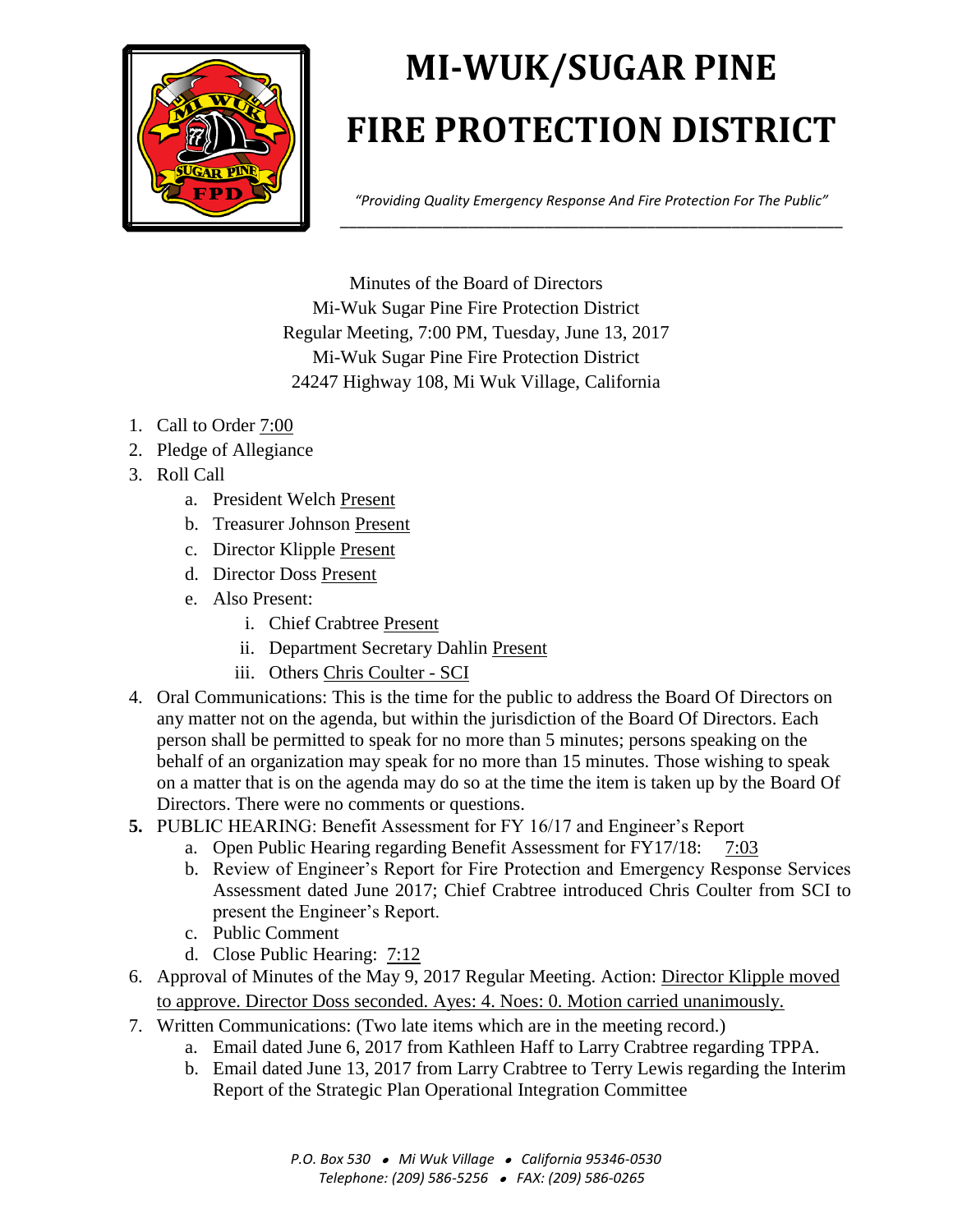# MI-WUK/SUGAR PINE FIRE PROTECTION DISTRICT

*"Providing Quality Emergency Response And Fire Protection For The Public"*

Minutes of the Board of Directors
Mi-Wuk Sugar Pine Fire Protection District
Regular Meeting, 7:00 PM, Tuesday, June 13, 2017
Mi-Wuk Sugar Pine Fire Protection District
24247 Highway 108, Mi Wuk Village, California

1. Call to Order 7:00
2. Pledge of Allegiance
3. Roll Call
   a. President Welch Present
   b. Treasurer Johnson Present
   c. Director Klipple Present
   d. Director Doss Present
   e. Also Present:
      i. Chief Crabtree Present
      ii. Department Secretary Dahlin Present
      iii. Others Chris Coulter - SCI
4. Oral Communications: This is the time for the public to address the Board Of Directors on any matter not on the agenda, but within the jurisdiction of the Board Of Directors. Each person shall be permitted to speak for no more than 5 minutes; persons speaking on the behalf of an organization may speak for no more than 15 minutes. Those wishing to speak on a matter that is on the agenda may do so at the time the item is taken up by the Board Of Directors. There were no comments or questions.
5. **PUBLIC HEARING: Benefit Assessment for FY 16/17 and Engineer's Report**
   a. Open Public Hearing regarding Benefit Assessment for FY17/18: 7:03
   b. Review of Engineer's Report for Fire Protection and Emergency Response Services Assessment dated June 2017; Chief Crabtree introduced Chris Coulter from SCI to present the Engineer's Report.
   c. Public Comment
   d. Close Public Hearing: 7:12
6. Approval of Minutes of the May 9, 2017 Regular Meeting. Action: Director Klipple moved to approve. Director Doss seconded. Ayes: 4. Noes: 0. Motion carried unanimously.
7. Written Communications: (Two late items which are in the meeting record.)
   a. Email dated June 6, 2017 from Kathleen Haff to Larry Crabtree regarding TPPA.
   b. Email dated June 13, 2017 from Larry Crabtree to Terry Lewis regarding the Interim Report of the Strategic Plan Operational Integration Committee

P.O. Box 530 • Mi Wuk Village • California 95346-0530
Telephone: (209) 586-5256 • FAX: (209) 586-0265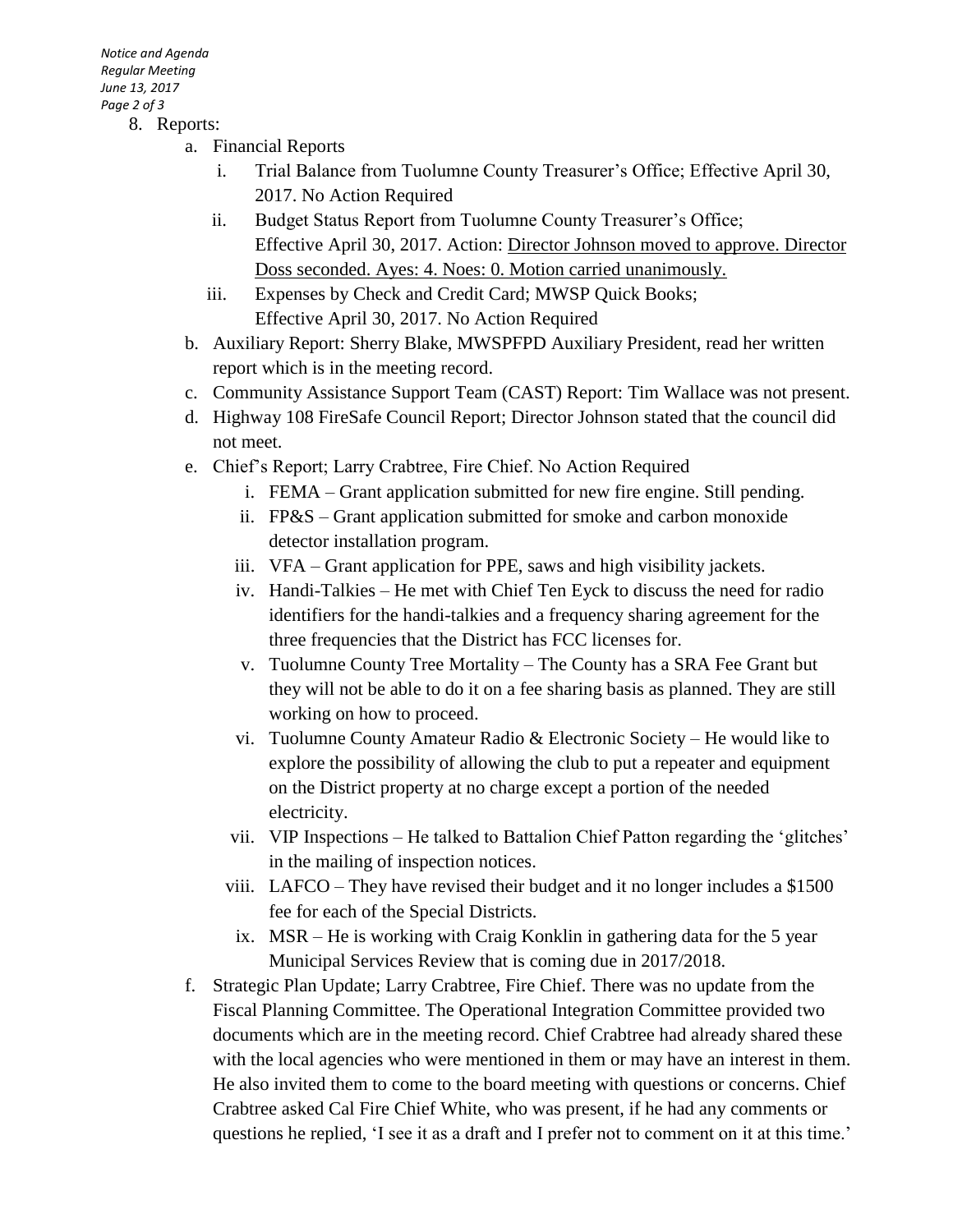8. Reports:
    a. Financial Reports
        i. Trial Balance from Tuolumne County Treasurer's Office; Effective April 30, 2017. No Action Required
        ii. Budget Status Report from Tuolumne County Treasurer's Office; Effective April 30, 2017. Action: <u>Director Johnson moved to approve. Director Doss seconded. Ayes: 4. Noes: 0. Motion carried unanimously.</u>
        iii. Expenses by Check and Credit Card; MWSP Quick Books; Effective April 30, 2017. No Action Required
    b. Auxiliary Report: Sherry Blake, MWSPFPD Auxiliary President, read her written report which is in the meeting record.
    c. Community Assistance Support Team (CAST) Report: Tim Wallace was not present.
    d. Highway 108 FireSafe Council Report; Director Johnson stated that the council did not meet.
    e. Chief's Report; Larry Crabtree, Fire Chief. No Action Required
        i. FEMA – Grant application submitted for new fire engine. Still pending.
        ii. FP&S – Grant application submitted for smoke and carbon monoxide detector installation program.
        iii. VFA – Grant application for PPE, saws and high visibility jackets.
        iv. Handi-Talkies – He met with Chief Ten Eyck to discuss the need for radio identifiers for the handi-talkies and a frequency sharing agreement for the three frequencies that the District has FCC licenses for.
        v. Tuolumne County Tree Mortality – The County has a SRA Fee Grant but they will not be able to do it on a fee sharing basis as planned. They are still working on how to proceed.
        vi. Tuolumne County Amateur Radio & Electronic Society – He would like to explore the possibility of allowing the club to put a repeater and equipment on the District property at no charge except a portion of the needed electricity.
        vii. VIP Inspections – He talked to Battalion Chief Patton regarding the 'glitches' in the mailing of inspection notices.
        viii. LAFCO – They have revised their budget and it no longer includes a $1500 fee for each of the Special Districts.
        ix. MSR – He is working with Craig Konklin in gathering data for the 5 year Municipal Services Review that is coming due in 2017/2018.
    f. Strategic Plan Update; Larry Crabtree, Fire Chief. There was no update from the Fiscal Planning Committee. The Operational Integration Committee provided two documents which are in the meeting record. Chief Crabtree had already shared these with the local agencies who were mentioned in them or may have an interest in them. He also invited them to come to the board meeting with questions or concerns. Chief Crabtree asked Cal Fire Chief White, who was present, if he had any comments or questions he replied, 'I see it as a draft and I prefer not to comment on it at this time.'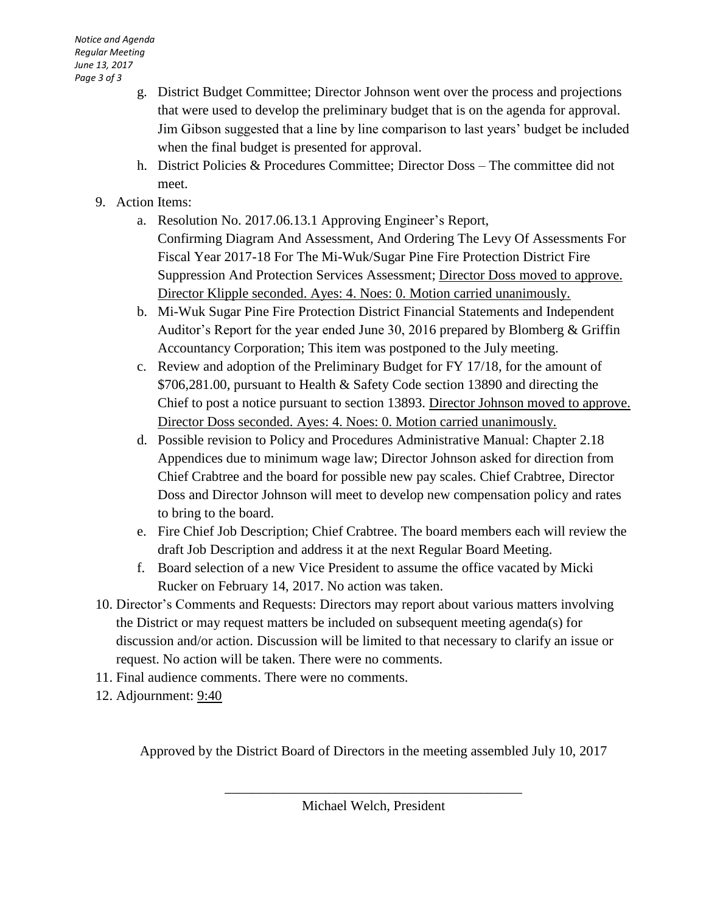g. District Budget Committee; Director Johnson went over the process and projections that were used to develop the preliminary budget that is on the agenda for approval. Jim Gibson suggested that a line by line comparison to last years' budget be included when the final budget is presented for approval.
   h. District Policies & Procedures Committee; Director Doss – The committee did not meet.

9. Action Items:
   a. Resolution No. 2017.06.13.1 Approving Engineer's Report, Confirming Diagram And Assessment, And Ordering The Levy Of Assessments For Fiscal Year 2017-18 For The Mi-Wuk/Sugar Pine Fire Protection District Fire Suppression And Protection Services Assessment; Director Doss moved to approve. Director Klipple seconded. Ayes: 4. Noes: 0. Motion carried unanimously.
   b. Mi-Wuk Sugar Pine Fire Protection District Financial Statements and Independent Auditor's Report for the year ended June 30, 2016 prepared by Blomberg & Griffin Accountancy Corporation; This item was postponed to the July meeting.
   c. Review and adoption of the Preliminary Budget for FY 17/18, for the amount of \$706,281.00, pursuant to Health & Safety Code section 13890 and directing the Chief to post a notice pursuant to section 13893. Director Johnson moved to approve. Director Doss seconded. Ayes: 4. Noes: 0. Motion carried unanimously.
   d. Possible revision to Policy and Procedures Administrative Manual: Chapter 2.18 Appendices due to minimum wage law; Director Johnson asked for direction from Chief Crabtree and the board for possible new pay scales. Chief Crabtree, Director Doss and Director Johnson will meet to develop new compensation policy and rates to bring to the board.
   e. Fire Chief Job Description; Chief Crabtree. The board members each will review the draft Job Description and address it at the next Regular Board Meeting.
   f. Board selection of a new Vice President to assume the office vacated by Micki Rucker on February 14, 2017. No action was taken.

10. Director's Comments and Requests: Directors may report about various matters involving the District or may request matters be included on subsequent meeting agenda(s) for discussion and/or action. Discussion will be limited to that necessary to clarify an issue or request. No action will be taken. There were no comments.

11. Final audience comments. There were no comments.

12. Adjournment: 9:40

Approved by the District Board of Directors in the meeting assembled July 10, 2017

\_\_\_\_\_\_\_\_\_\_\_\_\_\_\_\_\_\_\_\_\_\_\_\_\_\_\_\_\_\_\_\_\_\_\_\_\_\_\_\_\_\_

Michael Welch, President